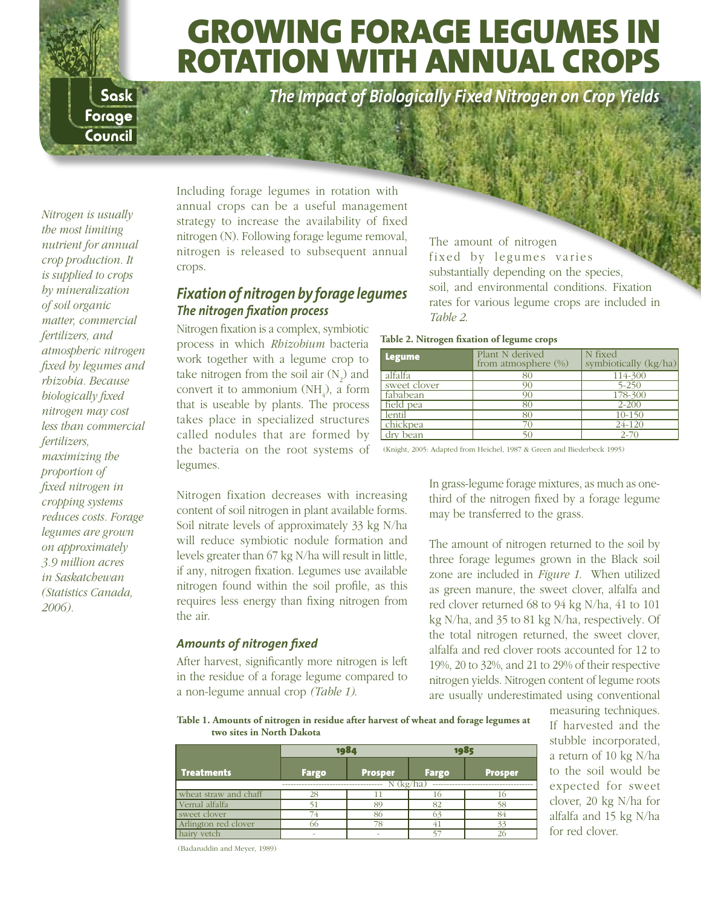# GROWING FORAGE LEGUMES IN ROTATION WITH ANNUAL CROPS

## *The Impact of Biologically Fixed Nitrogen on Crop Yields*

Sask Forage Council

*Nitrogen is usually the most limiting nutrient for annual crop production. It is supplied to crops by mineralization of soil organic matter, commercial fertilizers, and atmospheric nitrogen fixed by legumes and rhizobia. Because biologically fixed nitrogen may cost less than commercial fertilizers, maximizing the proportion of fixed nitrogen in cropping systems reduces costs. Forage legumes are grown on approximately 3.9 million acres in Saskatchewan (Statistics Canada, 2006).*

Including forage legumes in rotation with annual crops can be a useful management strategy to increase the availability of fixed nitrogen (N). Following forage legume removal, nitrogen is released to subsequent annual crops.

## *Fixation of nitrogen by forage legumes*

### *The nitrogen fixation process*

Nitrogen fixation is a complex, symbiotic process in which *Rhizobium* bacteria work together with a legume crop to take nitrogen from the soil air ($N_2$) and convert it to ammonium ($NH_4$), a form that is useable by plants. The process takes place in specialized structures called nodules that are formed by the bacteria on the root systems of legumes.

Nitrogen fixation decreases with increasing content of soil nitrogen in plant available forms. Soil nitrate levels of approximately 33 kg N/ha will reduce symbiotic nodule formation and levels greater than 67 kg N/ha will result in little, if any, nitrogen fixation. Legumes use available nitrogen found within the soil profile, as this requires less energy than fixing nitrogen from the air.

### *Amounts of nitrogen fixed*

After harvest, significantly more nitrogen is left in the residue of a forage legume compared to a non-legume annual crop *(Table 1)*.

**Table 1. Amounts of nitrogen in residue after harvest of wheat and forage legumes at two sites in North Dakota**

| Treatments | 1984 | | 1985 | |
|---|---|---|---|---|
| | Fargo | Prosper | Fargo | Prosper |
| | N (kg/ha) | | | |
| wheat straw and chaff | 28 | 11 | 16 | 16 |
| Vernal alfalfa | 51 | 89 | 82 | 58 |
| sweet clover | 74 | 86 | 63 | 84 |
| Arlington red clover | 66 | 78 | 41 | 33 |
| hairy vetch | - | - | 57 | 26 |

(Badaruddin and Meyer, 1989)

The amount of nitrogen fixed by legumes varies substantially depending on the species, soil, and environmental conditions. Fixation rates for various legume crops are included in *Table 2.*

**Table 2. Nitrogen fixation of legume crops**

| Legume | Plant N derived from atmosphere (%) | N fixed symbiotically (kg/ha) |
|---|---|---|
| alfalfa | 80 | 114-300 |
| sweet clover | 90 | 5-250 |
| fababean | 90 | 178-300 |
| field pea | 80 | 2-200 |
| lentil | 80 | 10-150 |
| chickpea | 70 | 24-120 |
| dry bean | 50 | 2-70 |

(Knight, 2005: Adapted from Heichel, 1987 & Green and Biederbeck 1995)

In grass-legume forage mixtures, as much as one-third of the nitrogen fixed by a forage legume may be transferred to the grass.

The amount of nitrogen returned to the soil by three forage legumes grown in the Black soil zone are included in *Figure 1.* When utilized as green manure, the sweet clover, alfalfa and red clover returned 68 to 94 kg N/ha, 41 to 101 kg N/ha, and 35 to 81 kg N/ha, respectively. Of the total nitrogen returned, the sweet clover, alfalfa and red clover roots accounted for 12 to 19%, 20 to 32%, and 21 to 29% of their respective nitrogen yields. Nitrogen content of legume roots are usually underestimated using conventional measuring techniques. If harvested and the stubble incorporated, a return of 10 kg N/ha to the soil would be expected for sweet clover, 20 kg N/ha for alfalfa and 15 kg N/ha for red clover.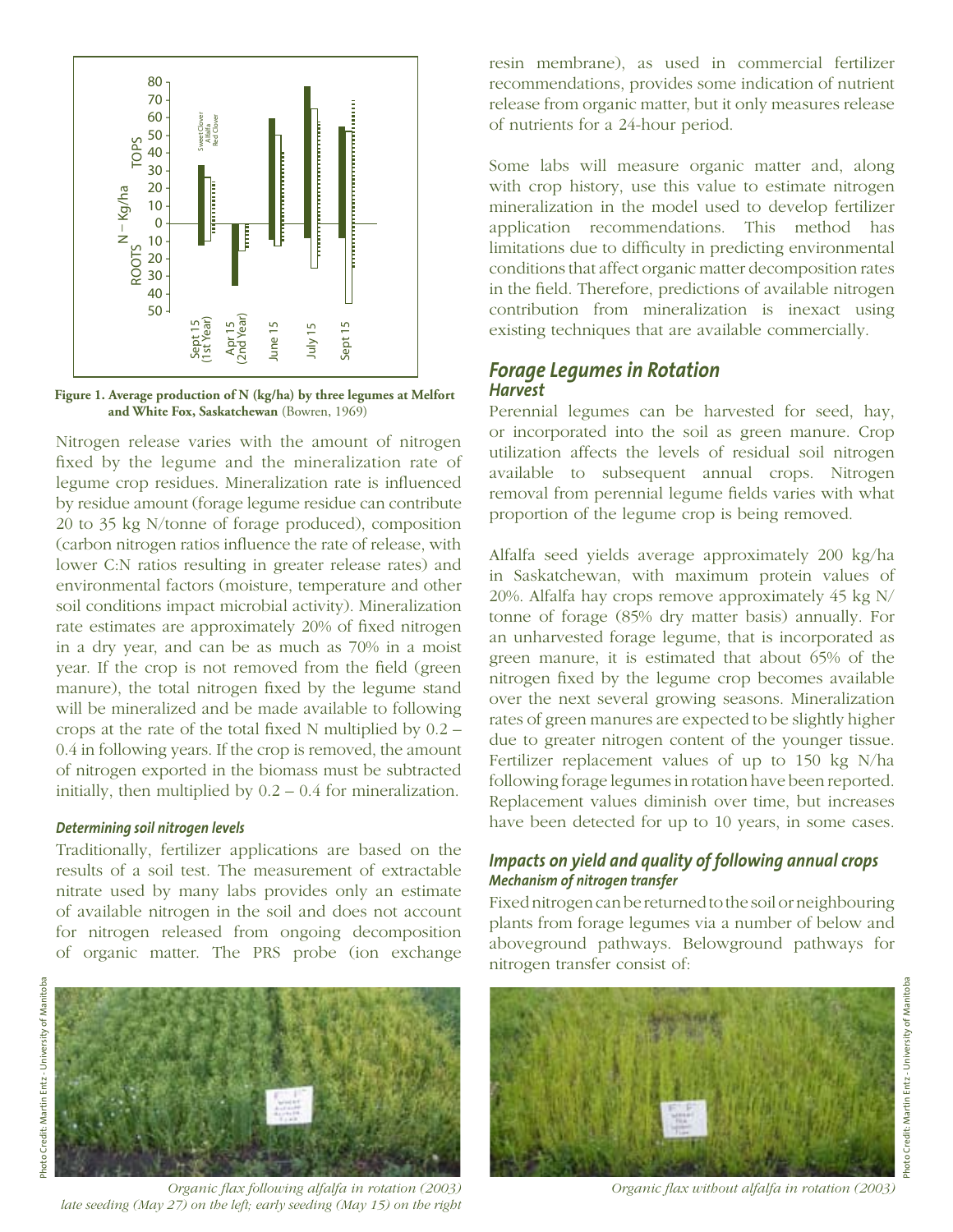**Figure 1. Average production of N (kg/ha) by three legumes at Melfort and White Fox, Saskatchewan** (Bowren, 1969)

Nitrogen release varies with the amount of nitrogen fixed by the legume and the mineralization rate of legume crop residues. Mineralization rate is influenced by residue amount (forage legume residue can contribute 20 to 35 kg N/tonne of forage produced), composition (carbon nitrogen ratios influence the rate of release, with lower C:N ratios resulting in greater release rates) and environmental factors (moisture, temperature and other soil conditions impact microbial activity). Mineralization rate estimates are approximately 20% of fixed nitrogen in a dry year, and can be as much as 70% in a moist year. If the crop is not removed from the field (green manure), the total nitrogen fixed by the legume stand will be mineralized and be made available to following crops at the rate of the total fixed N multiplied by 0.2 – 0.4 in following years. If the crop is removed, the amount of nitrogen exported in the biomass must be subtracted initially, then multiplied by 0.2 – 0.4 for mineralization.

#### *Determining soil nitrogen levels*

Traditionally, fertilizer applications are based on the results of a soil test. The measurement of extractable nitrate used by many labs provides only an estimate of available nitrogen in the soil and does not account for nitrogen released from ongoing decomposition of organic matter. The PRS probe (ion exchange resin membrane), as used in commercial fertilizer recommendations, provides some indication of nutrient release from organic matter, but it only measures release of nutrients for a 24-hour period.

Some labs will measure organic matter and, along with crop history, use this value to estimate nitrogen mineralization in the model used to develop fertilizer application recommendations. This method has limitations due to difficulty in predicting environmental conditions that affect organic matter decomposition rates in the field. Therefore, predictions of available nitrogen contribution from mineralization is inexact using existing techniques that are available commercially.

## *Forage Legumes in Rotation*

### *Harvest*

Perennial legumes can be harvested for seed, hay, or incorporated into the soil as green manure. Crop utilization affects the levels of residual soil nitrogen available to subsequent annual crops. Nitrogen removal from perennial legume fields varies with what proportion of the legume crop is being removed.

Alfalfa seed yields average approximately 200 kg/ha in Saskatchewan, with maximum protein values of 20%. Alfalfa hay crops remove approximately 45 kg N/tonne of forage (85% dry matter basis) annually. For an unharvested forage legume, that is incorporated as green manure, it is estimated that about 65% of the nitrogen fixed by the legume crop becomes available over the next several growing seasons. Mineralization rates of green manures are expected to be slightly higher due to greater nitrogen content of the younger tissue. Fertilizer replacement values of up to 150 kg N/ha following forage legumes in rotation have been reported. Replacement values diminish over time, but increases have been detected for up to 10 years, in some cases.

### *Impacts on yield and quality of following annual crops*

#### *Mechanism of nitrogen transfer*

Fixed nitrogen can be returned to the soil or neighbouring plants from forage legumes via a number of below and aboveground pathways. Belowground pathways for nitrogen transfer consist of:

*Organic flax following alfalfa in rotation (2003) late seeding (May 27) on the left; early seeding (May 15) on the right*

*Organic flax without alfalfa in rotation (2003)*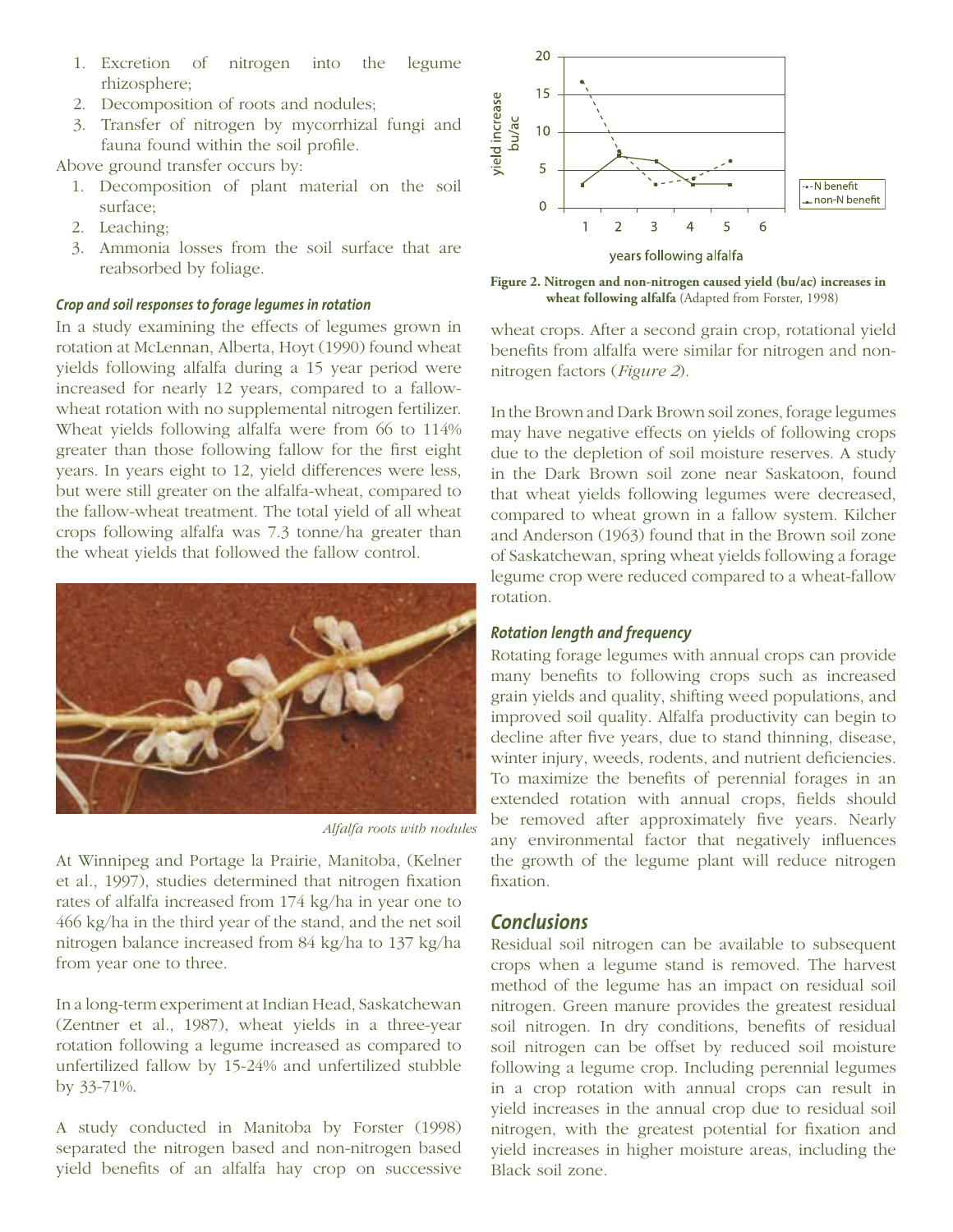1. Excretion of nitrogen into the legume rhizosphere;
2. Decomposition of roots and nodules;
3. Transfer of nitrogen by mycorrhizal fungi and fauna found within the soil profile.

Above ground transfer occurs by:

1. Decomposition of plant material on the soil surface;
2. Leaching;
3. Ammonia losses from the soil surface that are reabsorbed by foliage.

### *Crop and soil responses to forage legumes in rotation*

In a study examining the effects of legumes grown in rotation at McLennan, Alberta, Hoyt (1990) found wheat yields following alfalfa during a 15 year period were increased for nearly 12 years, compared to a fallow-wheat rotation with no supplemental nitrogen fertilizer. Wheat yields following alfalfa were from 66 to 114% greater than those following fallow for the first eight years. In years eight to 12, yield differences were less, but were still greater on the alfalfa-wheat, compared to the fallow-wheat treatment. The total yield of all wheat crops following alfalfa was 7.3 tonne/ha greater than the wheat yields that followed the fallow control.

*Alfalfa roots with nodules*

At Winnipeg and Portage la Prairie, Manitoba, (Kelner et al., 1997), studies determined that nitrogen fixation rates of alfalfa increased from 174 kg/ha in year one to 466 kg/ha in the third year of the stand, and the net soil nitrogen balance increased from 84 kg/ha to 137 kg/ha from year one to three.

In a long-term experiment at Indian Head, Saskatchewan (Zentner et al., 1987), wheat yields in a three-year rotation following a legume increased as compared to unfertilized fallow by 15-24% and unfertilized stubble by 33-71%.

A study conducted in Manitoba by Forster (1998) separated the nitrogen based and non-nitrogen based yield benefits of an alfalfa hay crop on successive wheat crops. After a second grain crop, rotational yield benefits from alfalfa were similar for nitrogen and non-nitrogen factors (*Figure 2*).

**Figure 2. Nitrogen and non-nitrogen caused yield (bu/ac) increases in wheat following alfalfa** (Adapted from Forster, 1998)

In the Brown and Dark Brown soil zones, forage legumes may have negative effects on yields of following crops due to the depletion of soil moisture reserves. A study in the Dark Brown soil zone near Saskatoon, found that wheat yields following legumes were decreased, compared to wheat grown in a fallow system. Kilcher and Anderson (1963) found that in the Brown soil zone of Saskatchewan, spring wheat yields following a forage legume crop were reduced compared to a wheat-fallow rotation.

### *Rotation length and frequency*

Rotating forage legumes with annual crops can provide many benefits to following crops such as increased grain yields and quality, shifting weed populations, and improved soil quality. Alfalfa productivity can begin to decline after five years, due to stand thinning, disease, winter injury, weeds, rodents, and nutrient deficiencies. To maximize the benefits of perennial forages in an extended rotation with annual crops, fields should be removed after approximately five years. Nearly any environmental factor that negatively influences the growth of the legume plant will reduce nitrogen fixation.

## *Conclusions*

Residual soil nitrogen can be available to subsequent crops when a legume stand is removed. The harvest method of the legume has an impact on residual soil nitrogen. Green manure provides the greatest residual soil nitrogen. In dry conditions, benefits of residual soil nitrogen can be offset by reduced soil moisture following a legume crop. Including perennial legumes in a crop rotation with annual crops can result in yield increases in the annual crop due to residual soil nitrogen, with the greatest potential for fixation and yield increases in higher moisture areas, including the Black soil zone.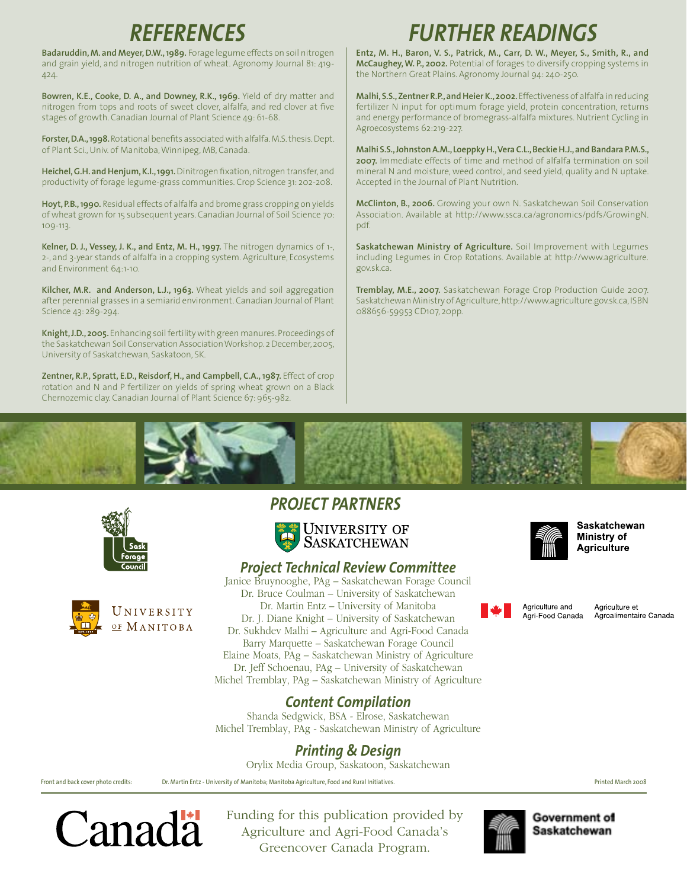# REFERENCES

**Badaruddin, M. and Meyer, D.W., 1989.** Forage legume effects on soil nitrogen and grain yield, and nitrogen nutrition of wheat. Agronomy Journal 81: 419-424.

**Bowren, K.E., Cooke, D. A., and Downey, R.K., 1969.** Yield of dry matter and nitrogen from tops and roots of sweet clover, alfalfa, and red clover at five stages of growth. Canadian Journal of Plant Science 49: 61-68.

**Forster, D.A., 1998.** Rotational benefits associated with alfalfa. M.S. thesis. Dept. of Plant Sci., Univ. of Manitoba, Winnipeg, MB, Canada.

**Heichel, G.H. and Henjum, K.I., 1991.** Dinitrogen fixation, nitrogen transfer, and productivity of forage legume-grass communities. Crop Science 31: 202-208.

**Hoyt, P.B., 1990.** Residual effects of alfalfa and brome grass cropping on yields of wheat grown for 15 subsequent years. Canadian Journal of Soil Science 70: 109-113.

**Kelner, D. J., Vessey, J. K., and Entz, M. H., 1997.** The nitrogen dynamics of 1-, 2-, and 3-year stands of alfalfa in a cropping system. Agriculture, Ecosystems and Environment 64:1-10.

**Kilcher, M.R. and Anderson, L.J., 1963.** Wheat yields and soil aggregation after perennial grasses in a semiarid environment. Canadian Journal of Plant Science 43: 289-294.

**Knight, J.D., 2005.** Enhancing soil fertility with green manures. Proceedings of the Saskatchewan Soil Conservation Association Workshop. 2 December, 2005, University of Saskatchewan, Saskatoon, SK.

**Zentner, R.P., Spratt, E.D., Reisdorf, H., and Campbell, C.A., 1987.** Effect of crop rotation and N and P fertilizer on yields of spring wheat grown on a Black Chernozemic clay. Canadian Journal of Plant Science 67: 965-982.

# FURTHER READINGS

**Entz, M. H., Baron, V. S., Patrick, M., Carr, D. W., Meyer, S., Smith, R., and McCaughey, W. P., 2002.** Potential of forages to diversify cropping systems in the Northern Great Plains. Agronomy Journal 94: 240-250.

**Malhi, S.S., Zentner R.P., and Heier K., 2002.** Effectiveness of alfalfa in reducing fertilizer N input for optimum forage yield, protein concentration, returns and energy performance of bromegrass-alfalfa mixtures. Nutrient Cycling in Agroecosystems 62:219-227.

**Malhi S.S., Johnston A.M., Loeppky H., Vera C.L., Beckie H.J., and Bandara P.M.S., 2007.** Immediate effects of time and method of alfalfa termination on soil mineral N and moisture, weed control, and seed yield, quality and N uptake. Accepted in the Journal of Plant Nutrition.

**McClinton, B., 2006.** Growing your own N. Saskatchewan Soil Conservation Association. Available at http://www.ssca.ca/agronomics/pdfs/GrowingN.pdf.

**Saskatchewan Ministry of Agriculture.** Soil Improvement with Legumes including Legumes in Crop Rotations. Available at http://www.agriculture.gov.sk.ca.

**Tremblay, M.E., 2007.** Saskatchewan Forage Crop Production Guide 2007. Saskatchewan Ministry of Agriculture, http://www.agriculture.gov.sk.ca, ISBN 088656-59953 CD107, 20pp.

## PROJECT PARTNERS

Sask Forage Council

University of Saskatchewan

University of Manitoba

Saskatchewan Ministry of Agriculture

Agriculture and Agri-Food Canada / Agriculture et Agroalimentaire Canada

## Project Technical Review Committee

Janice Bruynooghe, PAg – Saskatchewan Forage Council
Dr. Bruce Coulman – University of Saskatchewan
Dr. Martin Entz – University of Manitoba
Dr. J. Diane Knight – University of Saskatchewan
Dr. Sukhdev Malhi – Agriculture and Agri-Food Canada
Barry Marquette – Saskatchewan Forage Council
Elaine Moats, PAg – Saskatchewan Ministry of Agriculture
Dr. Jeff Schoenau, PAg – University of Saskatchewan
Michel Tremblay, PAg – Saskatchewan Ministry of Agriculture

## Content Compilation

Shanda Sedgwick, BSA - Elrose, Saskatchewan
Michel Tremblay, PAg - Saskatchewan Ministry of Agriculture

## Printing & Design

Orylix Media Group, Saskatoon, Saskatchewan

Front and back cover photo credits: Dr. Martin Entz - University of Manitoba; Manitoba Agriculture, Food and Rural Initiatives.

Printed March 2008

Canada

Funding for this publication provided by Agriculture and Agri-Food Canada's Greencover Canada Program.

Government of Saskatchewan